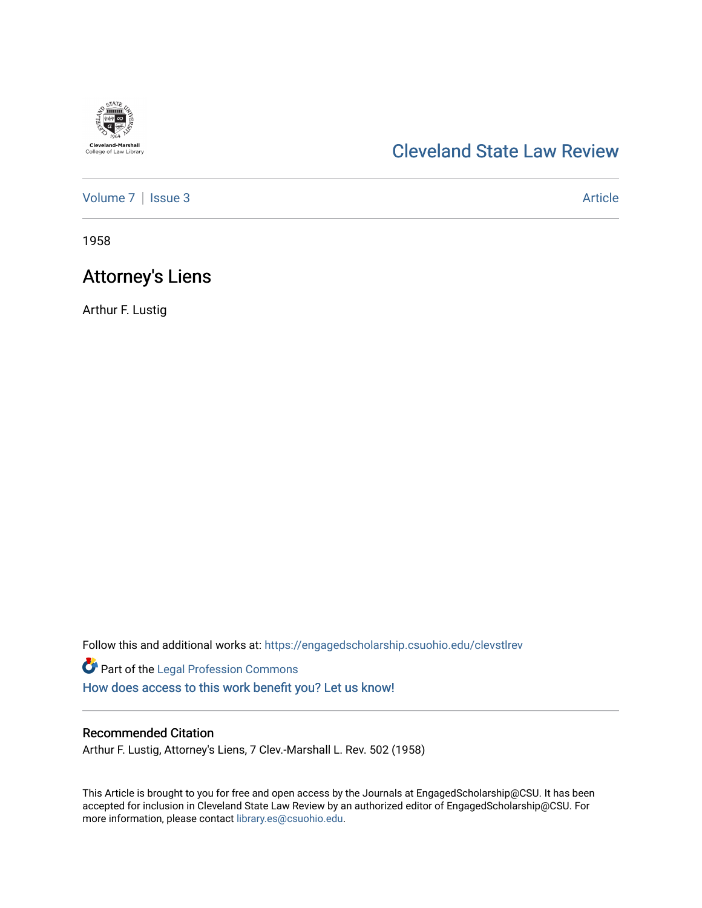Cleveland-Marshall College of Law Library

# Cleveland State Law Review

Volume 7 | Issue 3 — Article

1958

## Attorney's Liens

Arthur F. Lustig

Follow this and additional works at: https://engagedscholarship.csuohio.edu/clevstlrev

Part of the Legal Profession Commons

How does access to this work benefit you? Let us know!

### Recommended Citation

Arthur F. Lustig, Attorney's Liens, 7 Clev.-Marshall L. Rev. 502 (1958)

This Article is brought to you for free and open access by the Journals at EngagedScholarship@CSU. It has been accepted for inclusion in Cleveland State Law Review by an authorized editor of EngagedScholarship@CSU. For more information, please contact library.es@csuohio.edu.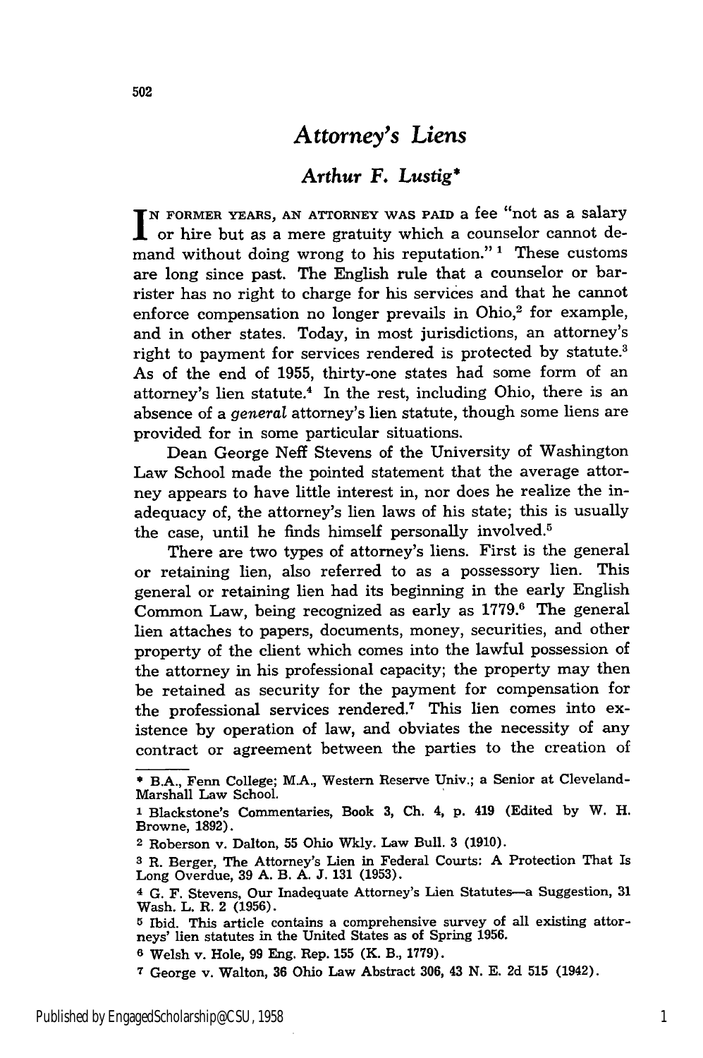# *Attorney's Liens*

## *Arthur F. Lustig**

IN FORMER YEARS, AN ATTORNEY WAS PAID a fee "not as a salary or hire but as a mere gratuity which a counselor cannot demand without doing wrong to his reputation."[1] These customs are long since past. The English rule that a counselor or barrister has no right to charge for his services and that he cannot enforce compensation no longer prevails in Ohio,[2] for example, and in other states. Today, in most jurisdictions, an attorney's right to payment for services rendered is protected by statute.[3] As of the end of 1955, thirty-one states had some form of an attorney's lien statute.[4] In the rest, including Ohio, there is an absence of a *general* attorney's lien statute, though some liens are provided for in some particular situations.

Dean George Neff Stevens of the University of Washington Law School made the pointed statement that the average attorney appears to have little interest in, nor does he realize the inadequacy of, the attorney's lien laws of his state; this is usually the case, until he finds himself personally involved.[5]

There are two types of attorney's liens. First is the general or retaining lien, also referred to as a possessory lien. This general or retaining lien had its beginning in the early English Common Law, being recognized as early as 1779.[6] The general lien attaches to papers, documents, money, securities, and other property of the client which comes into the lawful possession of the attorney in his professional capacity; the property may then be retained as security for the payment for compensation for the professional services rendered.[7] This lien comes into existence by operation of law, and obviates the necessity of any contract or agreement between the parties to the creation of

---

\* B.A., Fenn College; M.A., Western Reserve Univ.; a Senior at Cleveland-Marshall Law School.

1 Blackstone's Commentaries, Book 3, Ch. 4, p. 419 (Edited by W. H. Browne, 1892).

2 Roberson v. Dalton, 55 Ohio Wkly. Law Bull. 3 (1910).

3 R. Berger, The Attorney's Lien in Federal Courts: A Protection That Is Long Overdue, 39 A. B. A. J. 131 (1953).

4 G. F. Stevens, Our Inadequate Attorney's Lien Statutes—a Suggestion, 31 Wash. L. R. 2 (1956).

5 Ibid. This article contains a comprehensive survey of all existing attorneys' lien statutes in the United States as of Spring 1956.

6 Welsh v. Hole, 99 Eng. Rep. 155 (K. B., 1779).

7 George v. Walton, 36 Ohio Law Abstract 306, 43 N. E. 2d 515 (1942).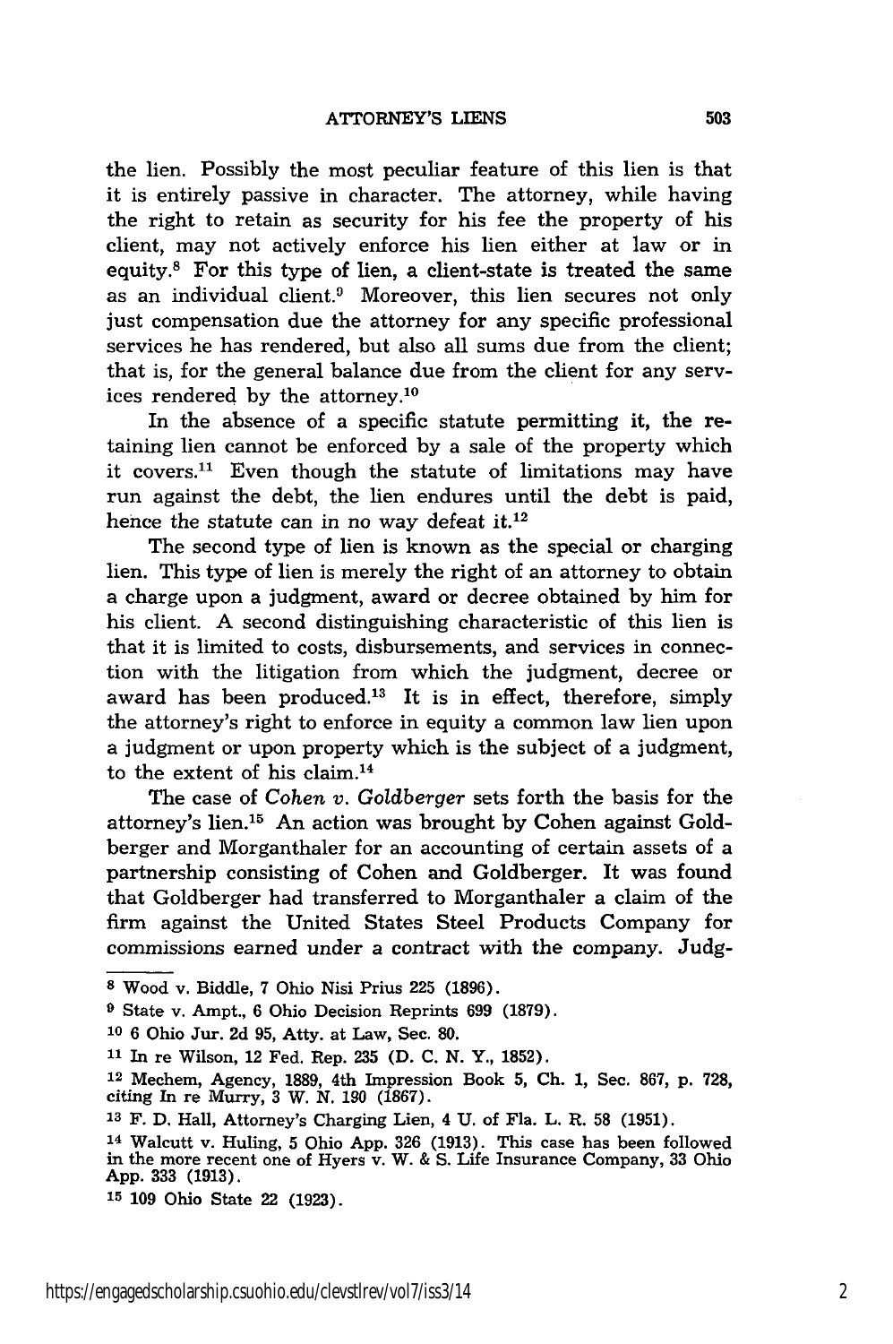the lien. Possibly the most peculiar feature of this lien is that it is entirely passive in character. The attorney, while having the right to retain as security for his fee the property of his client, may not actively enforce his lien either at law or in equity.[8] For this type of lien, a client-state is treated the same as an individual client.[9] Moreover, this lien secures not only just compensation due the attorney for any specific professional services he has rendered, but also all sums due from the client; that is, for the general balance due from the client for any services rendered by the attorney.[10]

In the absence of a specific statute permitting it, the retaining lien cannot be enforced by a sale of the property which it covers.[11] Even though the statute of limitations may have run against the debt, the lien endures until the debt is paid, hence the statute can in no way defeat it.[12]

The second type of lien is known as the special or charging lien. This type of lien is merely the right of an attorney to obtain a charge upon a judgment, award or decree obtained by him for his client. A second distinguishing characteristic of this lien is that it is limited to costs, disbursements, and services in connection with the litigation from which the judgment, decree or award has been produced.[13] It is in effect, therefore, simply the attorney's right to enforce in equity a common law lien upon a judgment or upon property which is the subject of a judgment, to the extent of his claim.[14]

The case of *Cohen v. Goldberger* sets forth the basis for the attorney's lien.[15] An action was brought by Cohen against Goldberger and Morganthaler for an accounting of certain assets of a partnership consisting of Cohen and Goldberger. It was found that Goldberger had transferred to Morganthaler a claim of the firm against the United States Steel Products Company for commissions earned under a contract with the company. Judg-

---

[8] Wood v. Biddle, 7 Ohio Nisi Prius 225 (1896).

[9] State v. Ampt., 6 Ohio Decision Reprints 699 (1879).

[10] 6 Ohio Jur. 2d 95, Atty. at Law, Sec. 80.

[11] In re Wilson, 12 Fed. Rep. 235 (D. C. N. Y., 1852).

[12] Mechem, Agency, 1889, 4th Impression Book 5, Ch. 1, Sec. 867, p. 728, citing In re Murry, 3 W. N. 190 (1867).

[13] F. D. Hall, Attorney's Charging Lien, 4 U. of Fla. L. R. 58 (1951).

[14] Walcutt v. Huling, 5 Ohio App. 326 (1913). This case has been followed in the more recent one of Hyers v. W. & S. Life Insurance Company, 33 Ohio App. 333 (1913).

[15] 109 Ohio State 22 (1923).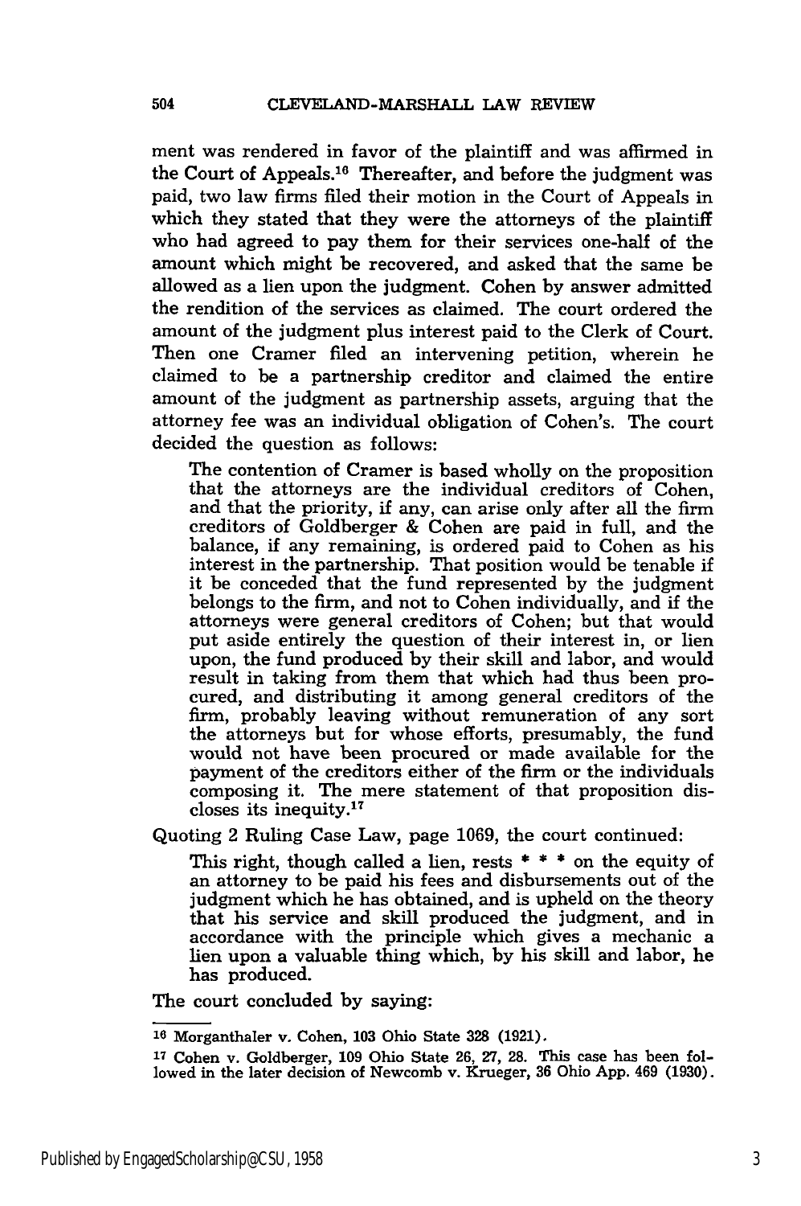ment was rendered in favor of the plaintiff and was affirmed in the Court of Appeals.[16] Thereafter, and before the judgment was paid, two law firms filed their motion in the Court of Appeals in which they stated that they were the attorneys of the plaintiff who had agreed to pay them for their services one-half of the amount which might be recovered, and asked that the same be allowed as a lien upon the judgment. Cohen by answer admitted the rendition of the services as claimed. The court ordered the amount of the judgment plus interest paid to the Clerk of Court. Then one Cramer filed an intervening petition, wherein he claimed to be a partnership creditor and claimed the entire amount of the judgment as partnership assets, arguing that the attorney fee was an individual obligation of Cohen's. The court decided the question as follows:

> The contention of Cramer is based wholly on the proposition that the attorneys are the individual creditors of Cohen, and that the priority, if any, can arise only after all the firm creditors of Goldberger & Cohen are paid in full, and the balance, if any remaining, is ordered paid to Cohen as his interest in the partnership. That position would be tenable if it be conceded that the fund represented by the judgment belongs to the firm, and not to Cohen individually, and if the attorneys were general creditors of Cohen; but that would put aside entirely the question of their interest in, or lien upon, the fund produced by their skill and labor, and would result in taking from them that which had thus been procured, and distributing it among general creditors of the firm, probably leaving without remuneration of any sort the attorneys but for whose efforts, presumably, the fund would not have been procured or made available for the payment of the creditors either of the firm or the individuals composing it. The mere statement of that proposition discloses its inequity.[17]

Quoting 2 Ruling Case Law, page 1069, the court continued:

> This right, though called a lien, rests * * * on the equity of an attorney to be paid his fees and disbursements out of the judgment which he has obtained, and is upheld on the theory that his service and skill produced the judgment, and in accordance with the principle which gives a mechanic a lien upon a valuable thing which, by his skill and labor, he has produced.

The court concluded by saying:

---

[16] Morganthaler v. Cohen, 103 Ohio State 328 (1921).

[17] Cohen v. Goldberger, 109 Ohio State 26, 27, 28. This case has been followed in the later decision of Newcomb v. Krueger, 36 Ohio App. 469 (1930).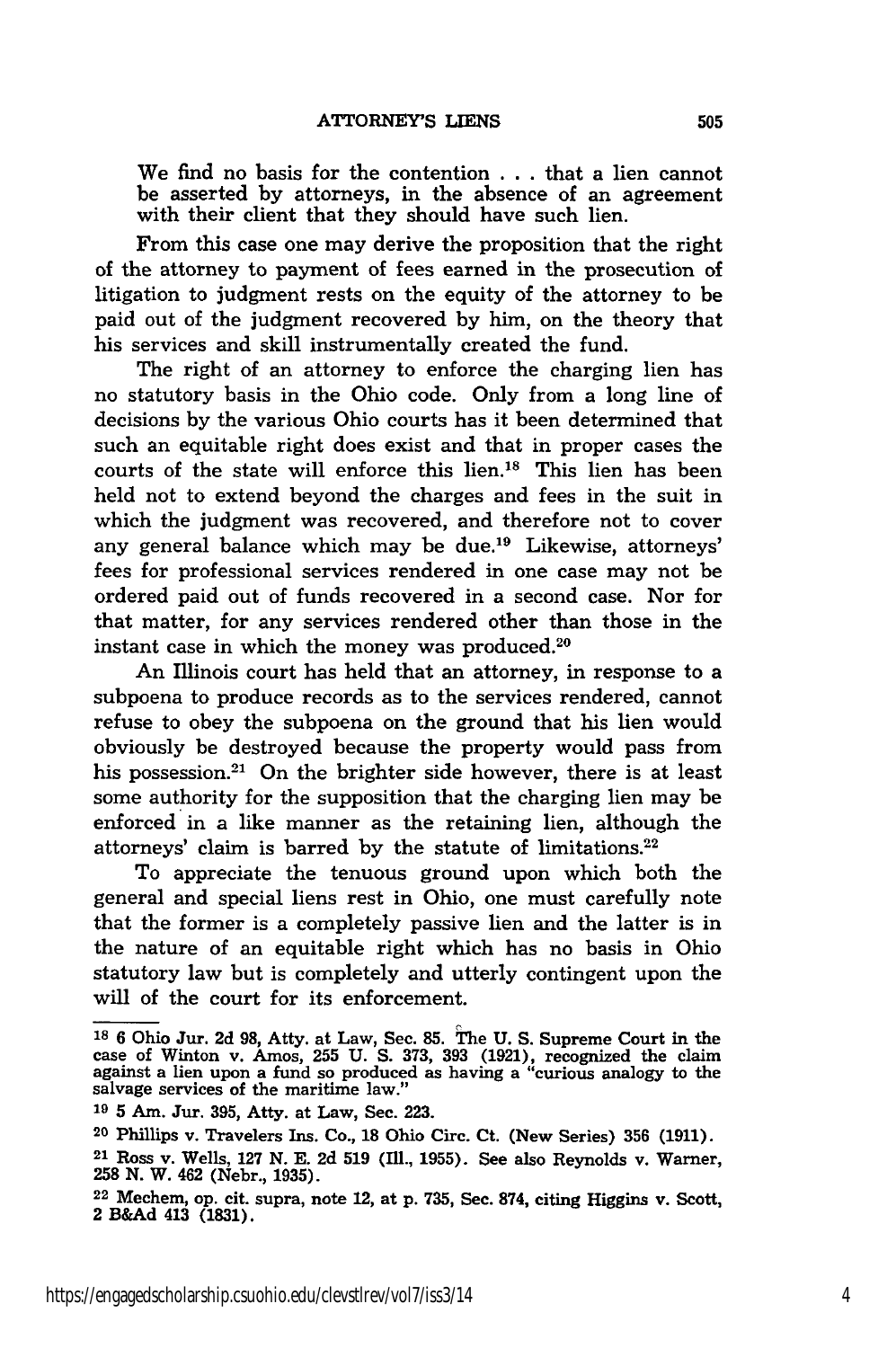We find no basis for the contention . . . that a lien cannot be asserted by attorneys, in the absence of an agreement with their client that they should have such lien.

From this case one may derive the proposition that the right of the attorney to payment of fees earned in the prosecution of litigation to judgment rests on the equity of the attorney to be paid out of the judgment recovered by him, on the theory that his services and skill instrumentally created the fund.

The right of an attorney to enforce the charging lien has no statutory basis in the Ohio code. Only from a long line of decisions by the various Ohio courts has it been determined that such an equitable right does exist and that in proper cases the courts of the state will enforce this lien.[18] This lien has been held not to extend beyond the charges and fees in the suit in which the judgment was recovered, and therefore not to cover any general balance which may be due.[19] Likewise, attorneys' fees for professional services rendered in one case may not be ordered paid out of funds recovered in a second case. Nor for that matter, for any services rendered other than those in the instant case in which the money was produced.[20]

An Illinois court has held that an attorney, in response to a subpoena to produce records as to the services rendered, cannot refuse to obey the subpoena on the ground that his lien would obviously be destroyed because the property would pass from his possession.[21] On the brighter side however, there is at least some authority for the supposition that the charging lien may be enforced in a like manner as the retaining lien, although the attorneys' claim is barred by the statute of limitations.[22]

To appreciate the tenuous ground upon which both the general and special liens rest in Ohio, one must carefully note that the former is a completely passive lien and the latter is in the nature of an equitable right which has no basis in Ohio statutory law but is completely and utterly contingent upon the will of the court for its enforcement.

---

[18] 6 Ohio Jur. 2d 98, Atty. at Law, Sec. 85. The U. S. Supreme Court in the case of Winton v. Amos, 255 U. S. 373, 393 (1921), recognized the claim against a lien upon a fund so produced as having a "curious analogy to the salvage services of the maritime law."

[19] 5 Am. Jur. 395, Atty. at Law, Sec. 223.

[20] Phillips v. Travelers Ins. Co., 18 Ohio Circ. Ct. (New Series) 356 (1911).

[21] Ross v. Wells, 127 N. E. 2d 519 (Ill., 1955). See also Reynolds v. Warner, 258 N. W. 462 (Nebr., 1935).

[22] Mechem, op. cit. supra, note 12, at p. 735, Sec. 874, citing Higgins v. Scott, 2 B&Ad 413 (1831).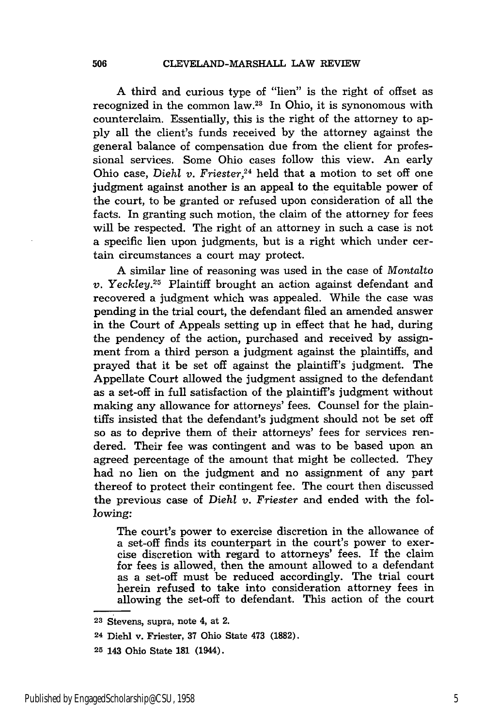A third and curious type of "lien" is the right of offset as recognized in the common law.[23] In Ohio, it is synonomous with counterclaim. Essentially, this is the right of the attorney to apply all the client's funds received by the attorney against the general balance of compensation due from the client for professional services. Some Ohio cases follow this view. An early Ohio case, *Diehl v. Friester,*[24] held that a motion to set off one judgment against another is an appeal to the equitable power of the court, to be granted or refused upon consideration of all the facts. In granting such motion, the claim of the attorney for fees will be respected. The right of an attorney in such a case is not a specific lien upon judgments, but is a right which under certain circumstances a court may protect.

A similar line of reasoning was used in the case of *Montalto v. Yeckley.*[25] Plaintiff brought an action against defendant and recovered a judgment which was appealed. While the case was pending in the trial court, the defendant filed an amended answer in the Court of Appeals setting up in effect that he had, during the pendency of the action, purchased and received by assignment from a third person a judgment against the plaintiffs, and prayed that it be set off against the plaintiff's judgment. The Appellate Court allowed the judgment assigned to the defendant as a set-off in full satisfaction of the plaintiff's judgment without making any allowance for attorneys' fees. Counsel for the plaintiffs insisted that the defendant's judgment should not be set off so as to deprive them of their attorneys' fees for services rendered. Their fee was contingent and was to be based upon an agreed percentage of the amount that might be collected. They had no lien on the judgment and no assignment of any part thereof to protect their contingent fee. The court then discussed the previous case of *Diehl v. Friester* and ended with the following:

> The court's power to exercise discretion in the allowance of a set-off finds its counterpart in the court's power to exercise discretion with regard to attorneys' fees. If the claim for fees is allowed, then the amount allowed to a defendant as a set-off must be reduced accordingly. The trial court herein refused to take into consideration attorney fees in allowing the set-off to defendant. This action of the court

---

[23] Stevens, supra, note 4, at 2.

[24] Diehl v. Friester, 37 Ohio State 473 (1882).

[25] 143 Ohio State 181 (1944).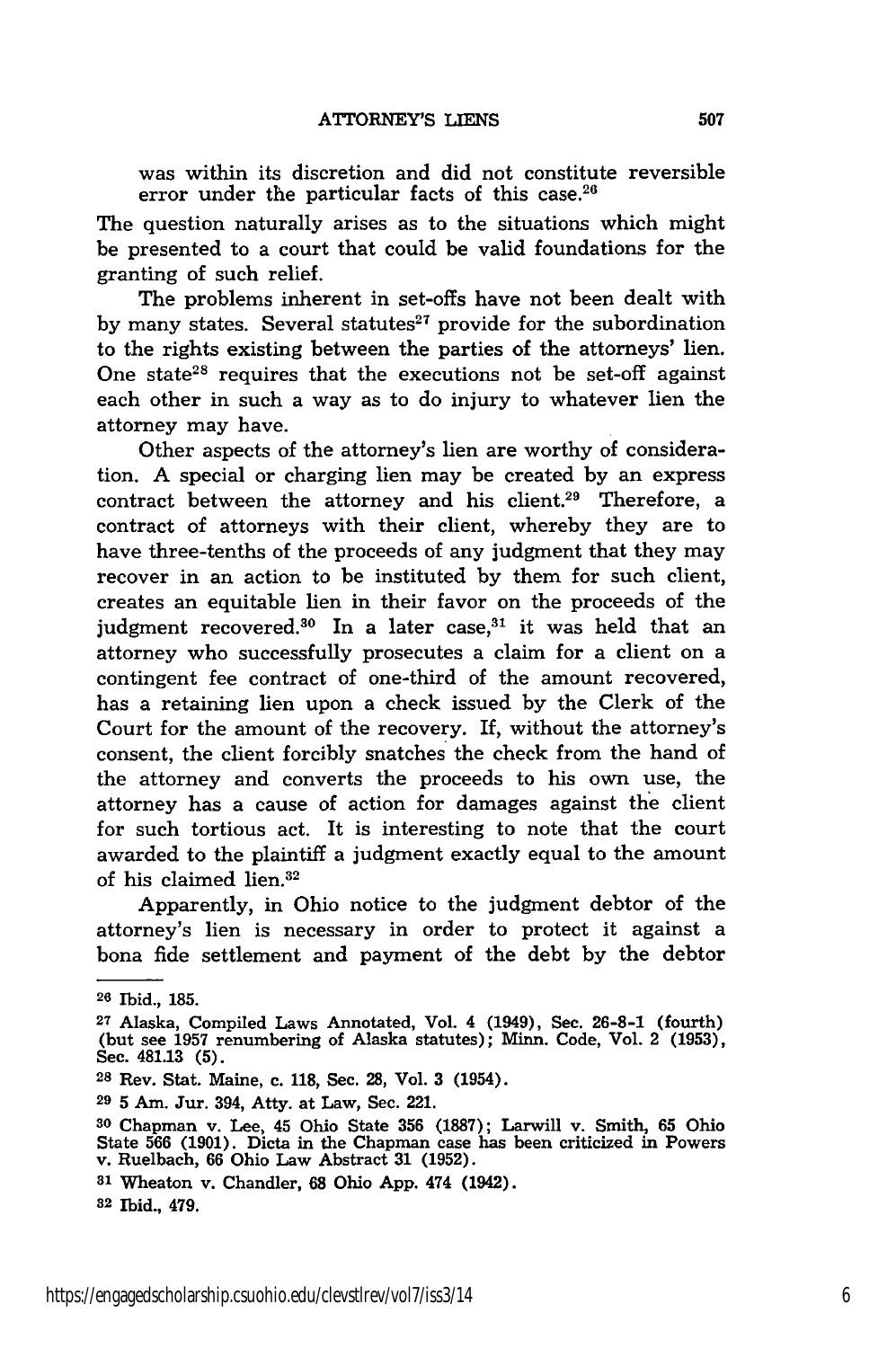was within its discretion and did not constitute reversible error under the particular facts of this case.[26]

The question naturally arises as to the situations which might be presented to a court that could be valid foundations for the granting of such relief.

The problems inherent in set-offs have not been dealt with by many states. Several statutes[27] provide for the subordination to the rights existing between the parties of the attorneys' lien. One state[28] requires that the executions not be set-off against each other in such a way as to do injury to whatever lien the attorney may have.

Other aspects of the attorney's lien are worthy of consideration. A special or charging lien may be created by an express contract between the attorney and his client.[29] Therefore, a contract of attorneys with their client, whereby they are to have three-tenths of the proceeds of any judgment that they may recover in an action to be instituted by them for such client, creates an equitable lien in their favor on the proceeds of the judgment recovered.[30] In a later case,[31] it was held that an attorney who successfully prosecutes a claim for a client on a contingent fee contract of one-third of the amount recovered, has a retaining lien upon a check issued by the Clerk of the Court for the amount of the recovery. If, without the attorney's consent, the client forcibly snatches the check from the hand of the attorney and converts the proceeds to his own use, the attorney has a cause of action for damages against the client for such tortious act. It is interesting to note that the court awarded to the plaintiff a judgment exactly equal to the amount of his claimed lien.[32]

Apparently, in Ohio notice to the judgment debtor of the attorney's lien is necessary in order to protect it against a bona fide settlement and payment of the debt by the debtor

---

[26] Ibid., 185.

[27] Alaska, Compiled Laws Annotated, Vol. 4 (1949), Sec. 26-8-1 (fourth) (but see 1957 renumbering of Alaska statutes); Minn. Code, Vol. 2 (1953), Sec. 481.13 (5).

[28] Rev. Stat. Maine, c. 118, Sec. 28, Vol. 3 (1954).

[29] 5 Am. Jur. 394, Atty. at Law, Sec. 221.

[30] Chapman v. Lee, 45 Ohio State 356 (1887); Larwill v. Smith, 65 Ohio State 566 (1901). Dicta in the Chapman case has been criticized in Powers v. Ruelbach, 66 Ohio Law Abstract 31 (1952).

[31] Wheaton v. Chandler, 68 Ohio App. 474 (1942).

[32] Ibid., 479.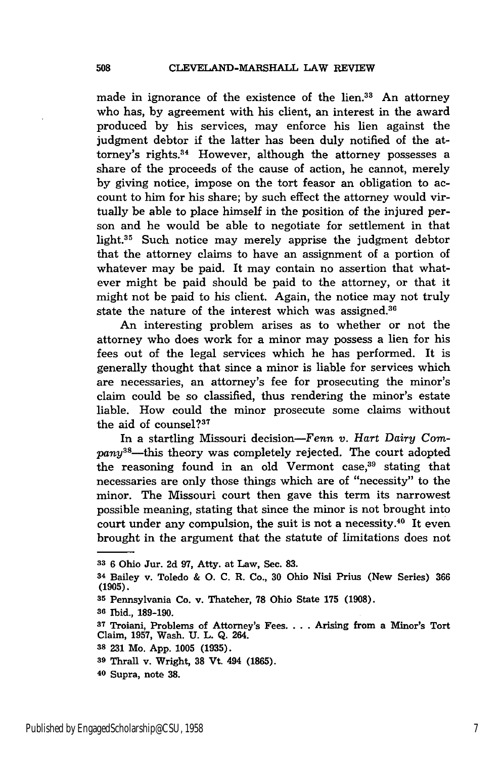made in ignorance of the existence of the lien.[33] An attorney who has, by agreement with his client, an interest in the award produced by his services, may enforce his lien against the judgment debtor if the latter has been duly notified of the attorney's rights.[34] However, although the attorney possesses a share of the proceeds of the cause of action, he cannot, merely by giving notice, impose on the tort feasor an obligation to account to him for his share; by such effect the attorney would virtually be able to place himself in the position of the injured person and he would be able to negotiate for settlement in that light.[35] Such notice may merely apprise the judgment debtor that the attorney claims to have an assignment of a portion of whatever may be paid. It may contain no assertion that whatever might be paid should be paid to the attorney, or that it might not be paid to his client. Again, the notice may not truly state the nature of the interest which was assigned.[36]

An interesting problem arises as to whether or not the attorney who does work for a minor may possess a lien for his fees out of the legal services which he has performed. It is generally thought that since a minor is liable for services which are necessaries, an attorney's fee for prosecuting the minor's claim could be so classified, thus rendering the minor's estate liable. How could the minor prosecute some claims without the aid of counsel?[37]

In a startling Missouri decision—*Fenn v. Hart Dairy Company*[38]—this theory was completely rejected. The court adopted the reasoning found in an old Vermont case,[39] stating that necessaries are only those things which are of "necessity" to the minor. The Missouri court then gave this term its narrowest possible meaning, stating that since the minor is not brought into court under any compulsion, the suit is not a necessity.[40] It even brought in the argument that the statute of limitations does not

---

[33] 6 Ohio Jur. 2d 97, Atty. at Law, Sec. 83.

[34] Bailey v. Toledo & O. C. R. Co., 30 Ohio Nisi Prius (New Series) 366 (1905).

[35] Pennsylvania Co. v. Thatcher, 78 Ohio State 175 (1908).

[36] Ibid., 189-190.

[37] Troiani, Problems of Attorney's Fees. . . . Arising from a Minor's Tort Claim, 1957, Wash. U. L. Q. 264.

[38] 231 Mo. App. 1005 (1935).

[39] Thrall v. Wright, 38 Vt. 494 (1865).

[40] Supra, note 38.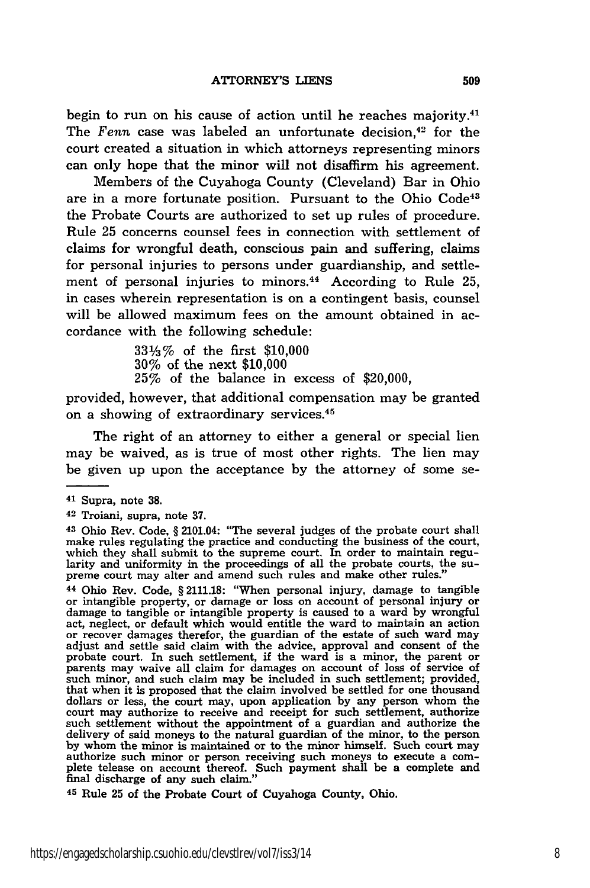begin to run on his cause of action until he reaches majority.[41] The *Fenn* case was labeled an unfortunate decision,[42] for the court created a situation in which attorneys representing minors can only hope that the minor will not disaffirm his agreement.

Members of the Cuyahoga County (Cleveland) Bar in Ohio are in a more fortunate position. Pursuant to the Ohio Code[43] the Probate Courts are authorized to set up rules of procedure. Rule 25 concerns counsel fees in connection with settlement of claims for wrongful death, conscious pain and suffering, claims for personal injuries to persons under guardianship, and settlement of personal injuries to minors.[44] According to Rule 25, in cases wherein representation is on a contingent basis, counsel will be allowed maximum fees on the amount obtained in accordance with the following schedule:

> 33⅓% of the first $10,000
> 30% of the next $10,000
> 25% of the balance in excess of $20,000,

provided, however, that additional compensation may be granted on a showing of extraordinary services.[45]

The right of an attorney to either a general or special lien may be waived, as is true of most other rights. The lien may be given up upon the acceptance by the attorney of some se-

---

[41] Supra, note 38.

[42] Troiani, supra, note 37.

[43] Ohio Rev. Code, § 2101.04: "The several judges of the probate court shall make rules regulating the practice and conducting the business of the court, which they shall submit to the supreme court. In order to maintain regularity and uniformity in the proceedings of all the probate courts, the supreme court may alter and amend such rules and make other rules."

[44] Ohio Rev. Code, § 2111.18: "When personal injury, damage to tangible or intangible property, or damage or loss on account of personal injury or damage to tangible or intangible property is caused to a ward by wrongful act, neglect, or default which would entitle the ward to maintain an action or recover damages therefor, the guardian of the estate of such ward may adjust and settle said claim with the advice, approval and consent of the probate court. In such settlement, if the ward is a minor, the parent or parents may waive all claim for damages on account of loss of service of such minor, and such claim may be included in such settlement; provided, that when it is proposed that the claim involved be settled for one thousand dollars or less, the court may, upon application by any person whom the court may authorize to receive and receipt for such settlement, authorize such settlement without the appointment of a guardian and authorize the delivery of said moneys to the natural guardian of the minor, to the person by whom the minor is maintained or to the minor himself. Such court may authorize such minor or person receiving such moneys to execute a complete telease on account thereof. Such payment shall be a complete and final discharge of any such claim."

[45] Rule 25 of the Probate Court of Cuyahoga County, Ohio.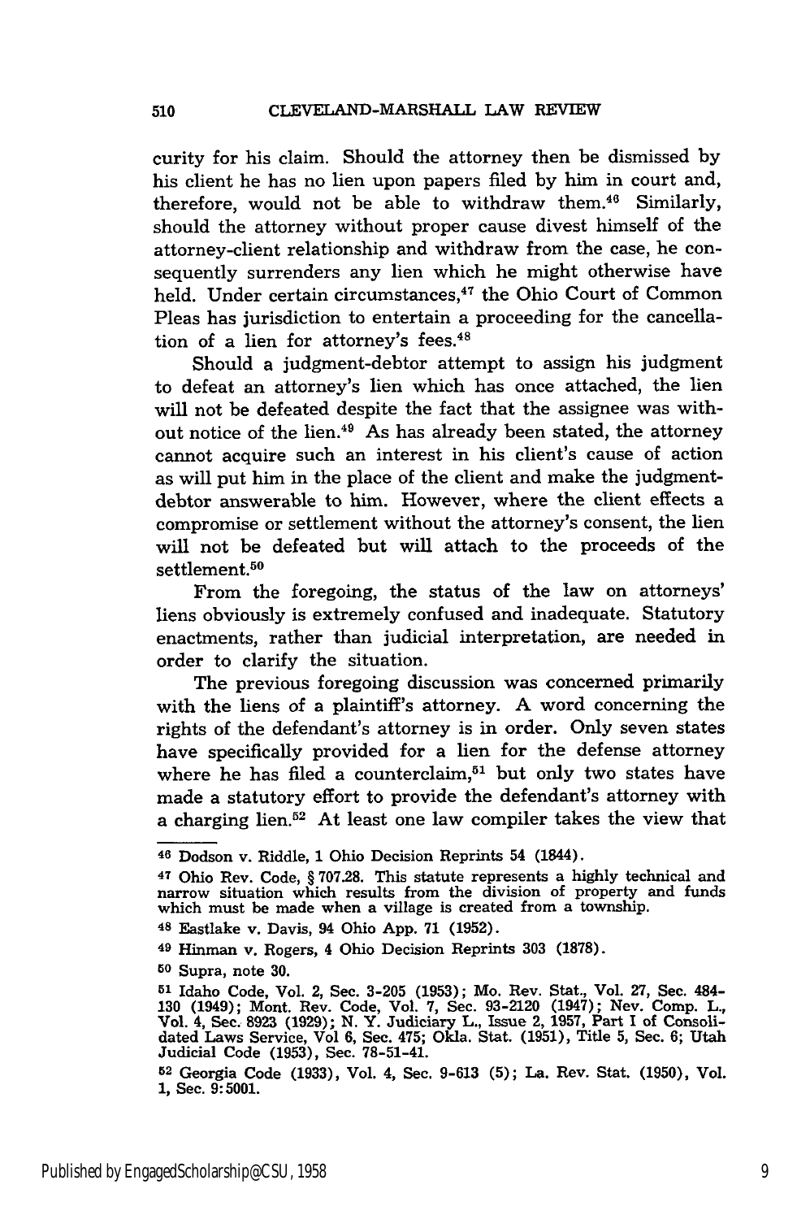curity for his claim. Should the attorney then be dismissed by his client he has no lien upon papers filed by him in court and, therefore, would not be able to withdraw them.[46] Similarly, should the attorney without proper cause divest himself of the attorney-client relationship and withdraw from the case, he consequently surrenders any lien which he might otherwise have held. Under certain circumstances,[47] the Ohio Court of Common Pleas has jurisdiction to entertain a proceeding for the cancellation of a lien for attorney's fees.[48]

Should a judgment-debtor attempt to assign his judgment to defeat an attorney's lien which has once attached, the lien will not be defeated despite the fact that the assignee was without notice of the lien.[49] As has already been stated, the attorney cannot acquire such an interest in his client's cause of action as will put him in the place of the client and make the judgment-debtor answerable to him. However, where the client effects a compromise or settlement without the attorney's consent, the lien will not be defeated but will attach to the proceeds of the settlement.[50]

From the foregoing, the status of the law on attorneys' liens obviously is extremely confused and inadequate. Statutory enactments, rather than judicial interpretation, are needed in order to clarify the situation.

The previous foregoing discussion was concerned primarily with the liens of a plaintiff's attorney. A word concerning the rights of the defendant's attorney is in order. Only seven states have specifically provided for a lien for the defense attorney where he has filed a counterclaim,[51] but only two states have made a statutory effort to provide the defendant's attorney with a charging lien.[52] At least one law compiler takes the view that

---

[46] Dodson v. Riddle, 1 Ohio Decision Reprints 54 (1844).

[47] Ohio Rev. Code, § 707.28. This statute represents a highly technical and narrow situation which results from the division of property and funds which must be made when a village is created from a township.

[48] Eastlake v. Davis, 94 Ohio App. 71 (1952).

[49] Hinman v. Rogers, 4 Ohio Decision Reprints 303 (1878).

[50] Supra, note 30.

[51] Idaho Code, Vol. 2, Sec. 3-205 (1953); Mo. Rev. Stat., Vol. 27, Sec. 484-130 (1949); Mont. Rev. Code, Vol. 7, Sec. 93-2120 (1947); Nev. Comp. L., Vol. 4, Sec. 8923 (1929); N. Y. Judiciary L., Issue 2, 1957, Part I of Consolidated Laws Service, Vol 6, Sec. 475; Okla. Stat. (1951), Title 5, Sec. 6; Utah Judicial Code (1953), Sec. 78-51-41.

[52] Georgia Code (1933), Vol. 4, Sec. 9-613 (5); La. Rev. Stat. (1950), Vol. 1, Sec. 9:5001.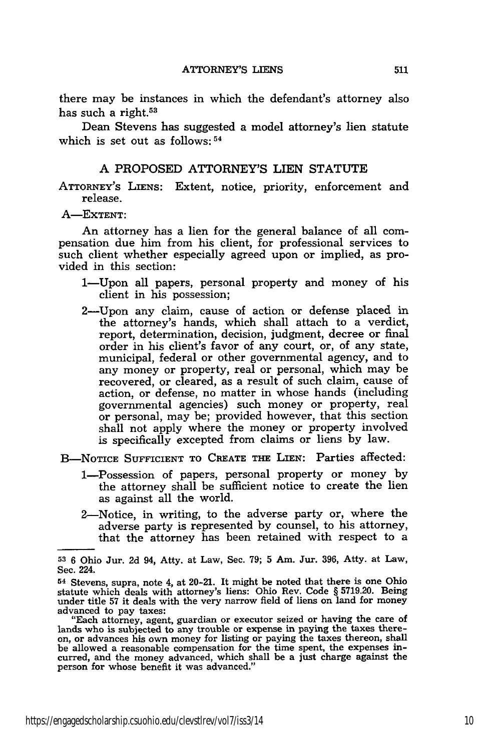there may be instances in which the defendant's attorney also has such a right.[53]

Dean Stevens has suggested a model attorney's lien statute which is set out as follows:[54]

## A PROPOSED ATTORNEY'S LIEN STATUTE

ATTORNEY'S LIENS: Extent, notice, priority, enforcement and release.

A—EXTENT:

An attorney has a lien for the general balance of all compensation due him from his client, for professional services to such client whether especially agreed upon or implied, as provided in this section:

1—Upon all papers, personal property and money of his client in his possession;

2—Upon any claim, cause of action or defense placed in the attorney's hands, which shall attach to a verdict, report, determination, decision, judgment, decree or final order in his client's favor of any court, or, of any state, municipal, federal or other governmental agency, and to any money or property, real or personal, which may be recovered, or cleared, as a result of such claim, cause of action, or defense, no matter in whose hands (including governmental agencies) such money or property, real or personal, may be; provided however, that this section shall not apply where the money or property involved is specifically excepted from claims or liens by law.

B—NOTICE SUFFICIENT TO CREATE THE LIEN: Parties affected:

1—Possession of papers, personal property or money by the attorney shall be sufficient notice to create the lien as against all the world.

2—Notice, in writing, to the adverse party or, where the adverse party is represented by counsel, to his attorney, that the attorney has been retained with respect to a

---

[53] 6 Ohio Jur. 2d 94, Atty. at Law, Sec. 79; 5 Am. Jur. 396, Atty. at Law, Sec. 224.

[54] Stevens, supra, note 4, at 20-21. It might be noted that there is one Ohio statute which deals with attorney's liens: Ohio Rev. Code § 5719.20. Being under title 57 it deals with the very narrow field of liens on land for money advanced to pay taxes:

"Each attorney, agent, guardian or executor seized or having the care of lands who is subjected to any trouble or expense in paying the taxes thereon, or advances his own money for listing or paying the taxes thereon, shall be allowed a reasonable compensation for the time spent, the expenses incurred, and the money advanced, which shall be a just charge against the person for whose benefit it was advanced."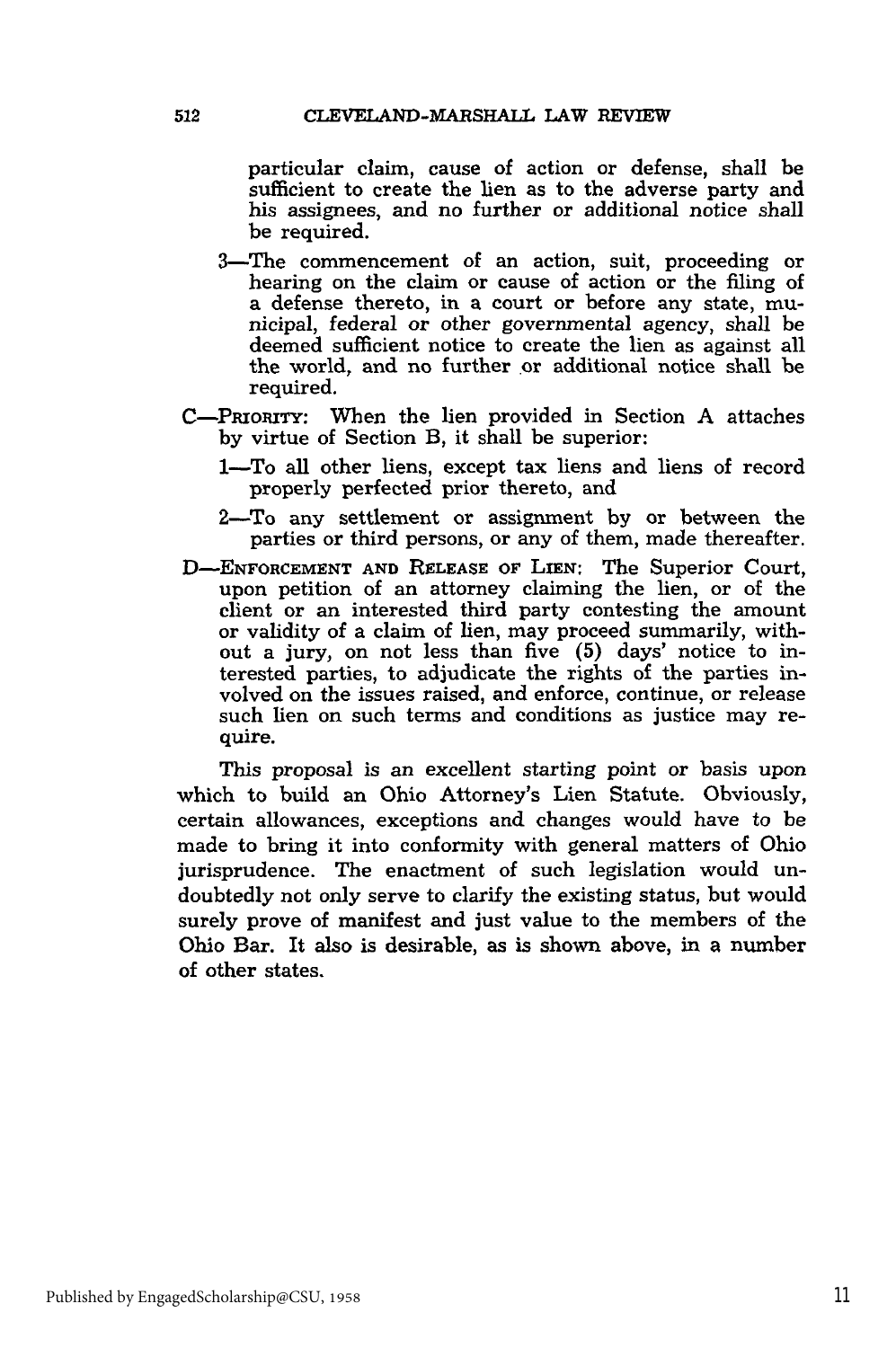particular claim, cause of action or defense, shall be sufficient to create the lien as to the adverse party and his assignees, and no further or additional notice shall be required.

3—The commencement of an action, suit, proceeding or hearing on the claim or cause of action or the filing of a defense thereto, in a court or before any state, municipal, federal or other governmental agency, shall be deemed sufficient notice to create the lien as against all the world, and no further or additional notice shall be required.

C—PRIORITY: When the lien provided in Section A attaches by virtue of Section B, it shall be superior:

1—To all other liens, except tax liens and liens of record properly perfected prior thereto, and

2—To any settlement or assignment by or between the parties or third persons, or any of them, made thereafter.

D—ENFORCEMENT AND RELEASE OF LIEN: The Superior Court, upon petition of an attorney claiming the lien, or of the client or an interested third party contesting the amount or validity of a claim of lien, may proceed summarily, without a jury, on not less than five (5) days' notice to interested parties, to adjudicate the rights of the parties involved on the issues raised, and enforce, continue, or release such lien on such terms and conditions as justice may require.

This proposal is an excellent starting point or basis upon which to build an Ohio Attorney's Lien Statute. Obviously, certain allowances, exceptions and changes would have to be made to bring it into conformity with general matters of Ohio jurisprudence. The enactment of such legislation would undoubtedly not only serve to clarify the existing status, but would surely prove of manifest and just value to the members of the Ohio Bar. It also is desirable, as is shown above, in a number of other states.